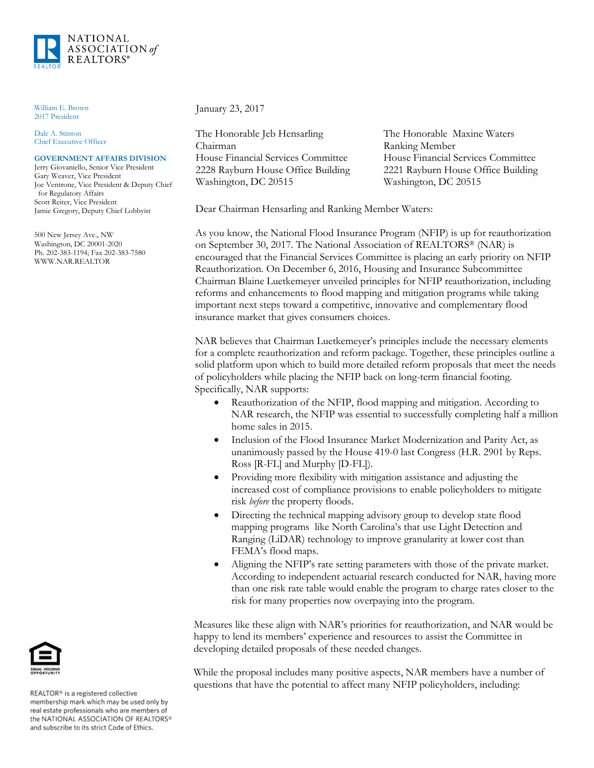NATIONAL ASSOCIATION *of* REALTORS®

William E. Brown
2017 President

Dale A. Stinton
Chief Executive Officer

**GOVERNMENT AFFAIRS DIVISION**
Jerry Giovaniello, Senior Vice President
Gary Weaver, Vice President
Joe Ventrone, Vice President & Deputy Chief for Regulatory Affairs
Scott Reiter, Vice President
Jamie Gregory, Deputy Chief Lobbyist

500 New Jersey Ave., NW
Washington, DC 20001-2020
Ph. 202-383-1194; Fax 202-383-7580
WWW.NAR.REALTOR

January 23, 2017

The Honorable Jeb Hensarling
Chairman
House Financial Services Committee
2228 Rayburn House Office Building
Washington, DC 20515

The Honorable Maxine Waters
Ranking Member
House Financial Services Committee
2221 Rayburn House Office Building
Washington, DC 20515

Dear Chairman Hensarling and Ranking Member Waters:

As you know, the National Flood Insurance Program (NFIP) is up for reauthorization on September 30, 2017. The National Association of REALTORS® (NAR) is encouraged that the Financial Services Committee is placing an early priority on NFIP Reauthorization. On December 6, 2016, Housing and Insurance Subcommittee Chairman Blaine Luetkemeyer unveiled principles for NFIP reauthorization, including reforms and enhancements to flood mapping and mitigation programs while taking important next steps toward a competitive, innovative and complementary flood insurance market that gives consumers choices.

NAR believes that Chairman Luetkemeyer's principles include the necessary elements for a complete reauthorization and reform package. Together, these principles outline a solid platform upon which to build more detailed reform proposals that meet the needs of policyholders while placing the NFIP back on long-term financial footing. Specifically, NAR supports:

- Reauthorization of the NFIP, flood mapping and mitigation. According to NAR research, the NFIP was essential to successfully completing half a million home sales in 2015.
- Inclusion of the Flood Insurance Market Modernization and Parity Act, as unanimously passed by the House 419-0 last Congress (H.R. 2901 by Reps. Ross [R-FL] and Murphy [D-FL]).
- Providing more flexibility with mitigation assistance and adjusting the increased cost of compliance provisions to enable policyholders to mitigate risk *before* the property floods.
- Directing the technical mapping advisory group to develop state flood mapping programs like North Carolina's that use Light Detection and Ranging (LiDAR) technology to improve granularity at lower cost than FEMA's flood maps.
- Aligning the NFIP's rate setting parameters with those of the private market. According to independent actuarial research conducted for NAR, having more than one risk rate table would enable the program to charge rates closer to the risk for many properties now overpaying into the program.

Measures like these align with NAR's priorities for reauthorization, and NAR would be happy to lend its members' experience and resources to assist the Committee in developing detailed proposals of these needed changes.

While the proposal includes many positive aspects, NAR members have a number of questions that have the potential to affect many NFIP policyholders, including:

REALTOR® is a registered collective membership mark which may be used only by real estate professionals who are members of the NATIONAL ASSOCIATION OF REALTORS® and subscribe to its strict Code of Ethics.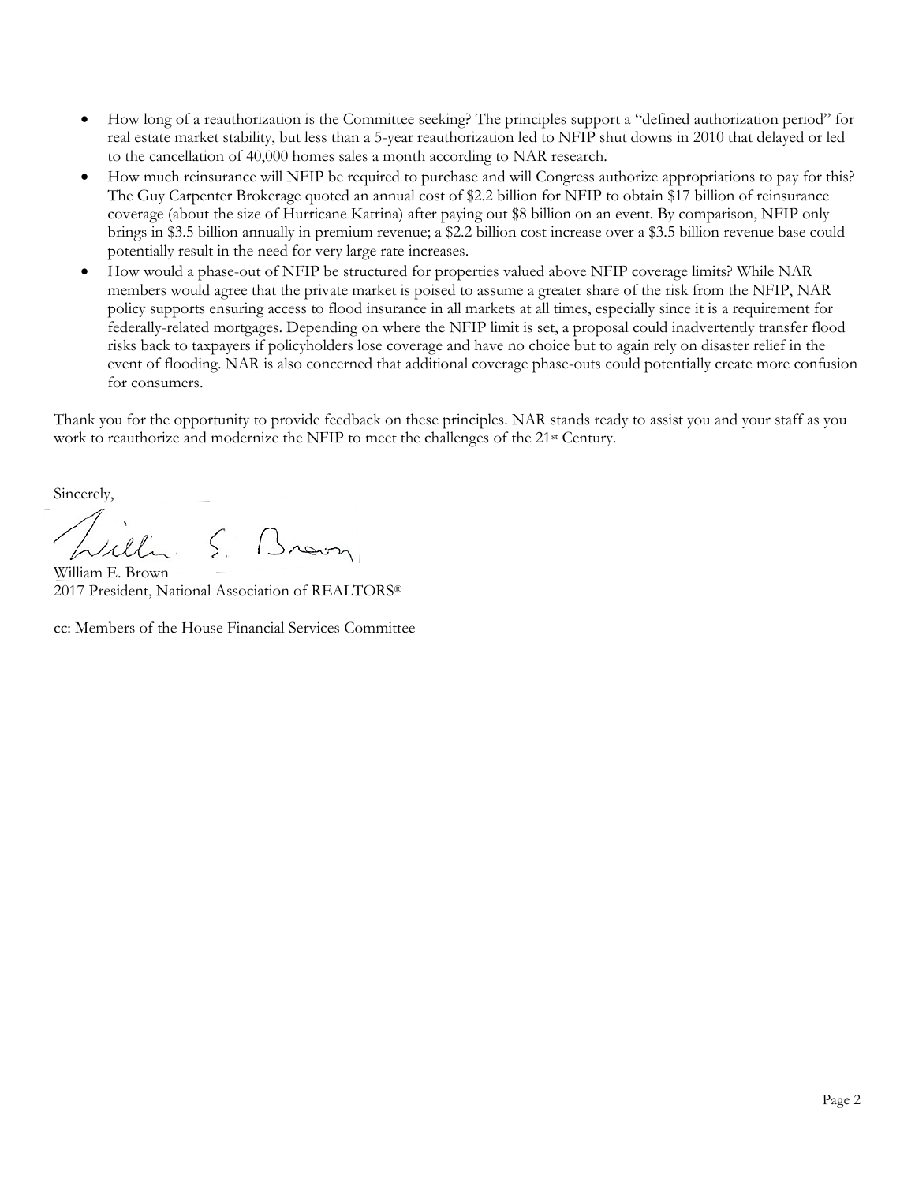- How long of a reauthorization is the Committee seeking? The principles support a "defined authorization period" for real estate market stability, but less than a 5-year reauthorization led to NFIP shut downs in 2010 that delayed or led to the cancellation of 40,000 homes sales a month according to NAR research.
- How much reinsurance will NFIP be required to purchase and will Congress authorize appropriations to pay for this? The Guy Carpenter Brokerage quoted an annual cost of $2.2 billion for NFIP to obtain $17 billion of reinsurance coverage (about the size of Hurricane Katrina) after paying out $8 billion on an event. By comparison, NFIP only brings in $3.5 billion annually in premium revenue; a $2.2 billion cost increase over a $3.5 billion revenue base could potentially result in the need for very large rate increases.
- How would a phase-out of NFIP be structured for properties valued above NFIP coverage limits? While NAR members would agree that the private market is poised to assume a greater share of the risk from the NFIP, NAR policy supports ensuring access to flood insurance in all markets at all times, especially since it is a requirement for federally-related mortgages. Depending on where the NFIP limit is set, a proposal could inadvertently transfer flood risks back to taxpayers if policyholders lose coverage and have no choice but to again rely on disaster relief in the event of flooding. NAR is also concerned that additional coverage phase-outs could potentially create more confusion for consumers.

Thank you for the opportunity to provide feedback on these principles. NAR stands ready to assist you and your staff as you work to reauthorize and modernize the NFIP to meet the challenges of the 21st Century.

Sincerely,

William E. Brown
2017 President, National Association of REALTORS®

cc: Members of the House Financial Services Committee